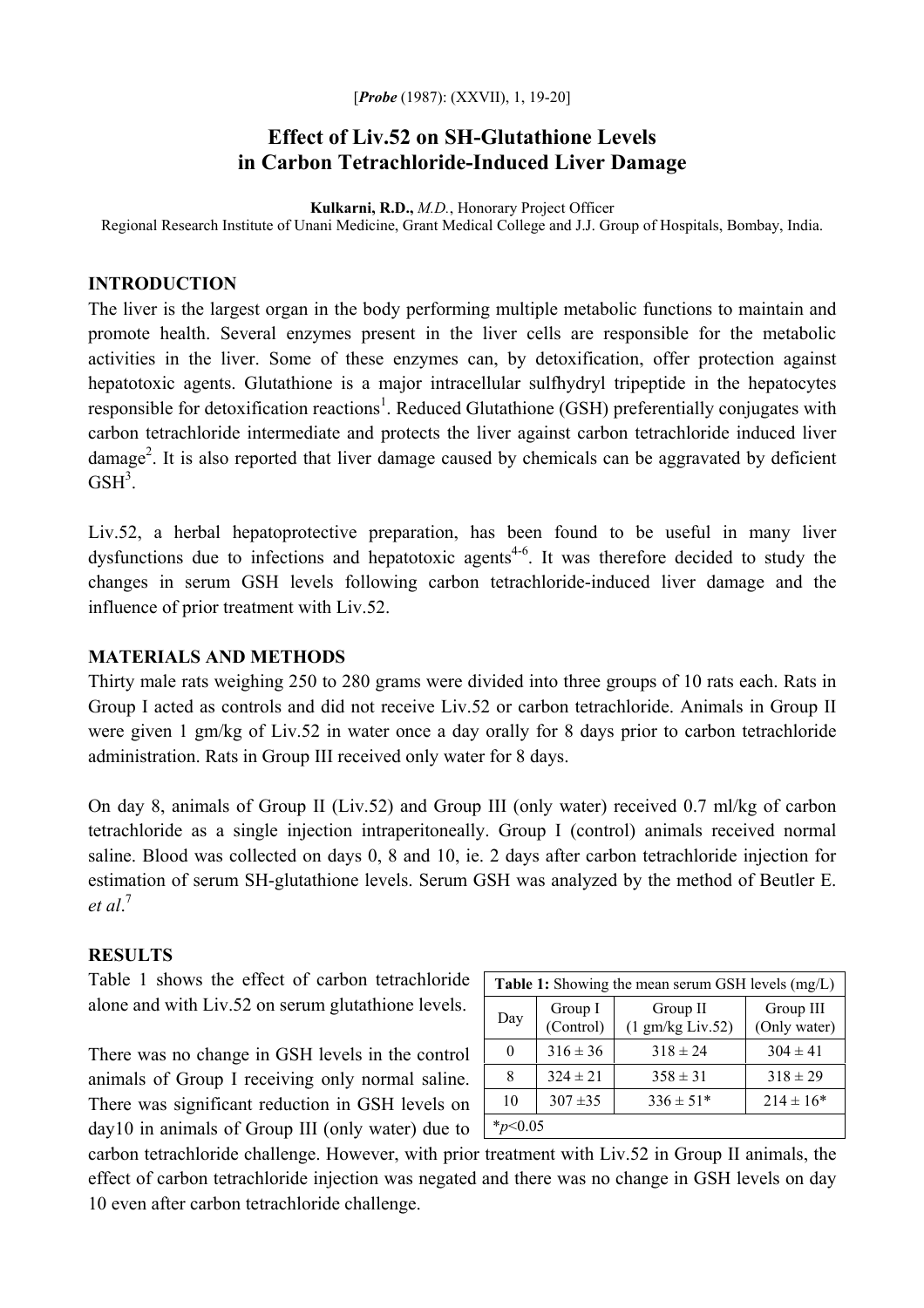[*Probe* (1987): (XXVII), 1, 19-20]

# Effect of Liv.52 on SH-Glutathione Levels in Carbon Tetrachloride-Induced Liver Damage

**Kulkarni, R.D.,** *M.D.*, Honorary Project Officer
Regional Research Institute of Unani Medicine, Grant Medical College and J.J. Group of Hospitals, Bombay, India.

## INTRODUCTION

The liver is the largest organ in the body performing multiple metabolic functions to maintain and promote health. Several enzymes present in the liver cells are responsible for the metabolic activities in the liver. Some of these enzymes can, by detoxification, offer protection against hepatotoxic agents. Glutathione is a major intracellular sulfhydryl tripeptide in the hepatocytes responsible for detoxification reactions[1]. Reduced Glutathione (GSH) preferentially conjugates with carbon tetrachloride intermediate and protects the liver against carbon tetrachloride induced liver damage[2]. It is also reported that liver damage caused by chemicals can be aggravated by deficient GSH[3].

Liv.52, a herbal hepatoprotective preparation, has been found to be useful in many liver dysfunctions due to infections and hepatotoxic agents[4-6]. It was therefore decided to study the changes in serum GSH levels following carbon tetrachloride-induced liver damage and the influence of prior treatment with Liv.52.

## MATERIALS AND METHODS

Thirty male rats weighing 250 to 280 grams were divided into three groups of 10 rats each. Rats in Group I acted as controls and did not receive Liv.52 or carbon tetrachloride. Animals in Group II were given 1 gm/kg of Liv.52 in water once a day orally for 8 days prior to carbon tetrachloride administration. Rats in Group III received only water for 8 days.

On day 8, animals of Group II (Liv.52) and Group III (only water) received 0.7 ml/kg of carbon tetrachloride as a single injection intraperitoneally. Group I (control) animals received normal saline. Blood was collected on days 0, 8 and 10, ie. 2 days after carbon tetrachloride injection for estimation of serum SH-glutathione levels. Serum GSH was analyzed by the method of Beutler E. *et al*.[7]

## RESULTS

Table 1 shows the effect of carbon tetrachloride alone and with Liv.52 on serum glutathione levels.

**Table 1:** Showing the mean serum GSH levels (mg/L)

| Day | Group I (Control) | Group II (1 gm/kg Liv.52) | Group III (Only water) |
|---|---|---|---|
| 0 | 316 ± 36 | 318 ± 24 | 304 ± 41 |
| 8 | 324 ± 21 | 358 ± 31 | 318 ± 29 |
| 10 | 307 ±35 | 336 ± 51* | 214 ± 16* |

*$p<0.05$

There was no change in GSH levels in the control animals of Group I receiving only normal saline. There was significant reduction in GSH levels on day10 in animals of Group III (only water) due to carbon tetrachloride challenge. However, with prior treatment with Liv.52 in Group II animals, the effect of carbon tetrachloride injection was negated and there was no change in GSH levels on day 10 even after carbon tetrachloride challenge.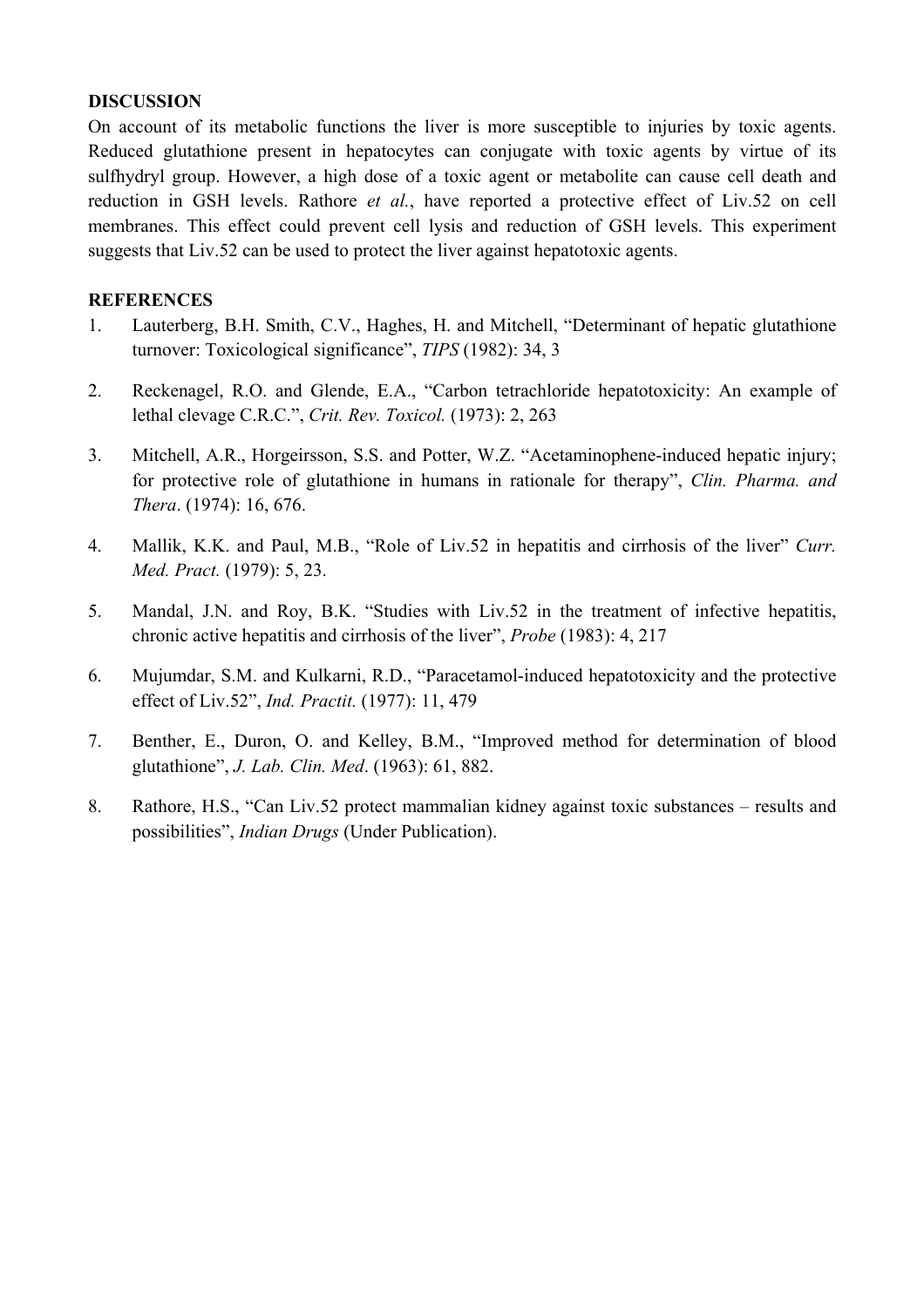## DISCUSSION

On account of its metabolic functions the liver is more susceptible to injuries by toxic agents. Reduced glutathione present in hepatocytes can conjugate with toxic agents by virtue of its sulfhydryl group. However, a high dose of a toxic agent or metabolite can cause cell death and reduction in GSH levels. Rathore *et al.*, have reported a protective effect of Liv.52 on cell membranes. This effect could prevent cell lysis and reduction of GSH levels. This experiment suggests that Liv.52 can be used to protect the liver against hepatotoxic agents.

## REFERENCES

1. Lauterberg, B.H. Smith, C.V., Haghes, H. and Mitchell, "Determinant of hepatic glutathione turnover: Toxicological significance", *TIPS* (1982): 34, 3

2. Reckenagel, R.O. and Glende, E.A., "Carbon tetrachloride hepatotoxicity: An example of lethal clevage C.R.C.", *Crit. Rev. Toxicol.* (1973): 2, 263

3. Mitchell, A.R., Horgeirsson, S.S. and Potter, W.Z. "Acetaminophene-induced hepatic injury; for protective role of glutathione in humans in rationale for therapy", *Clin. Pharma. and Thera*. (1974): 16, 676.

4. Mallik, K.K. and Paul, M.B., "Role of Liv.52 in hepatitis and cirrhosis of the liver" *Curr. Med. Pract.* (1979): 5, 23.

5. Mandal, J.N. and Roy, B.K. "Studies with Liv.52 in the treatment of infective hepatitis, chronic active hepatitis and cirrhosis of the liver", *Probe* (1983): 4, 217

6. Mujumdar, S.M. and Kulkarni, R.D., "Paracetamol-induced hepatotoxicity and the protective effect of Liv.52", *Ind. Practit.* (1977): 11, 479

7. Benther, E., Duron, O. and Kelley, B.M., "Improved method for determination of blood glutathione", *J. Lab. Clin. Med*. (1963): 61, 882.

8. Rathore, H.S., "Can Liv.52 protect mammalian kidney against toxic substances – results and possibilities", *Indian Drugs* (Under Publication).